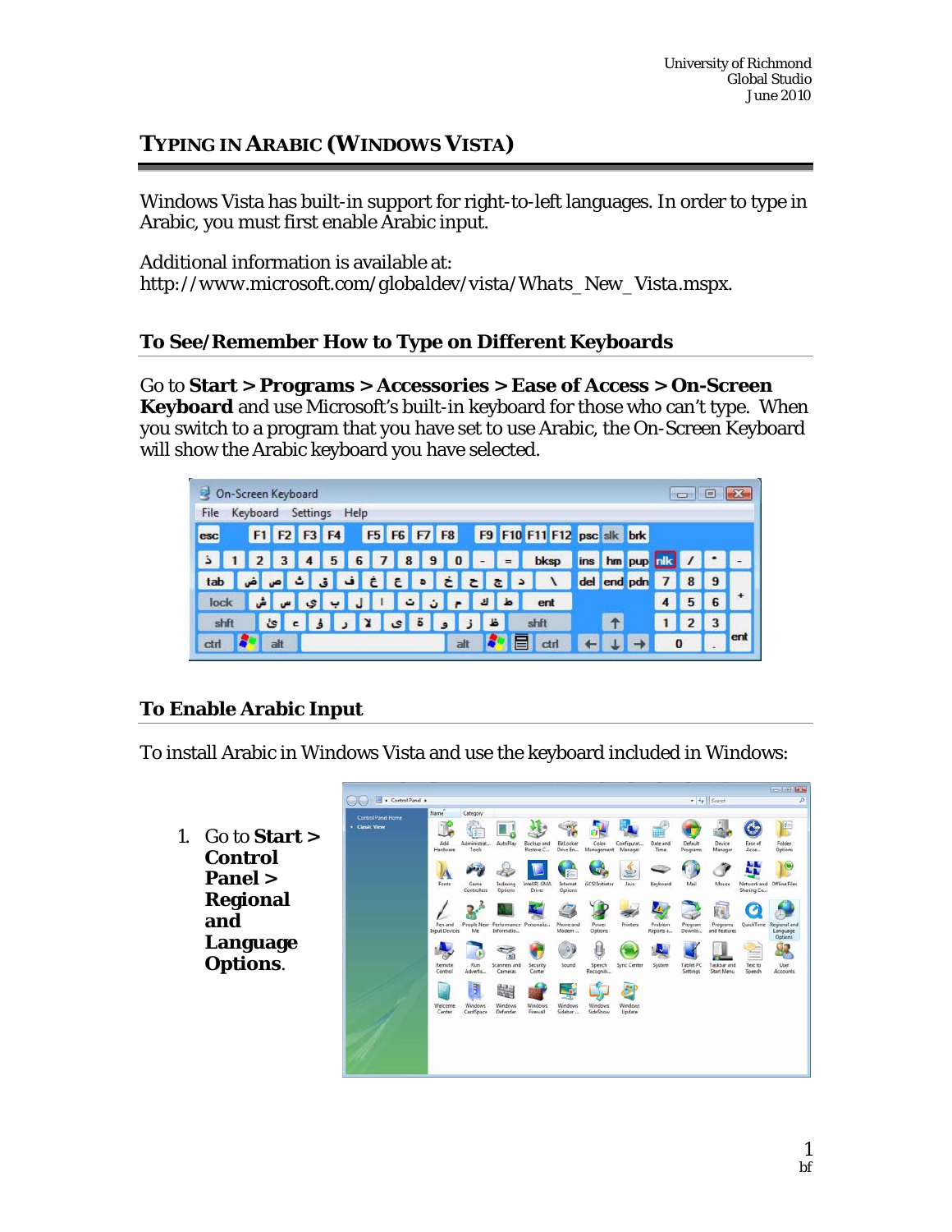University of Richmond
Global Studio
June 2010

# TYPING IN ARABIC (WINDOWS VISTA)

Windows Vista has built-in support for right-to-left languages. In order to type in Arabic, you must first enable Arabic input.

Additional information is available at:
http://www.microsoft.com/globaldev/vista/Whats_New_Vista.mspx.

## To See/Remember How to Type on Different Keyboards

Go to **Start > Programs > Accessories > Ease of Access > On-Screen Keyboard** and use Microsoft's built-in keyboard for those who can't type. When you switch to a program that you have set to use Arabic, the On-Screen Keyboard will show the Arabic keyboard you have selected.

## To Enable Arabic Input

To install Arabic in Windows Vista and use the keyboard included in Windows:

1. Go to **Start > Control Panel > Regional and Language Options**.

bf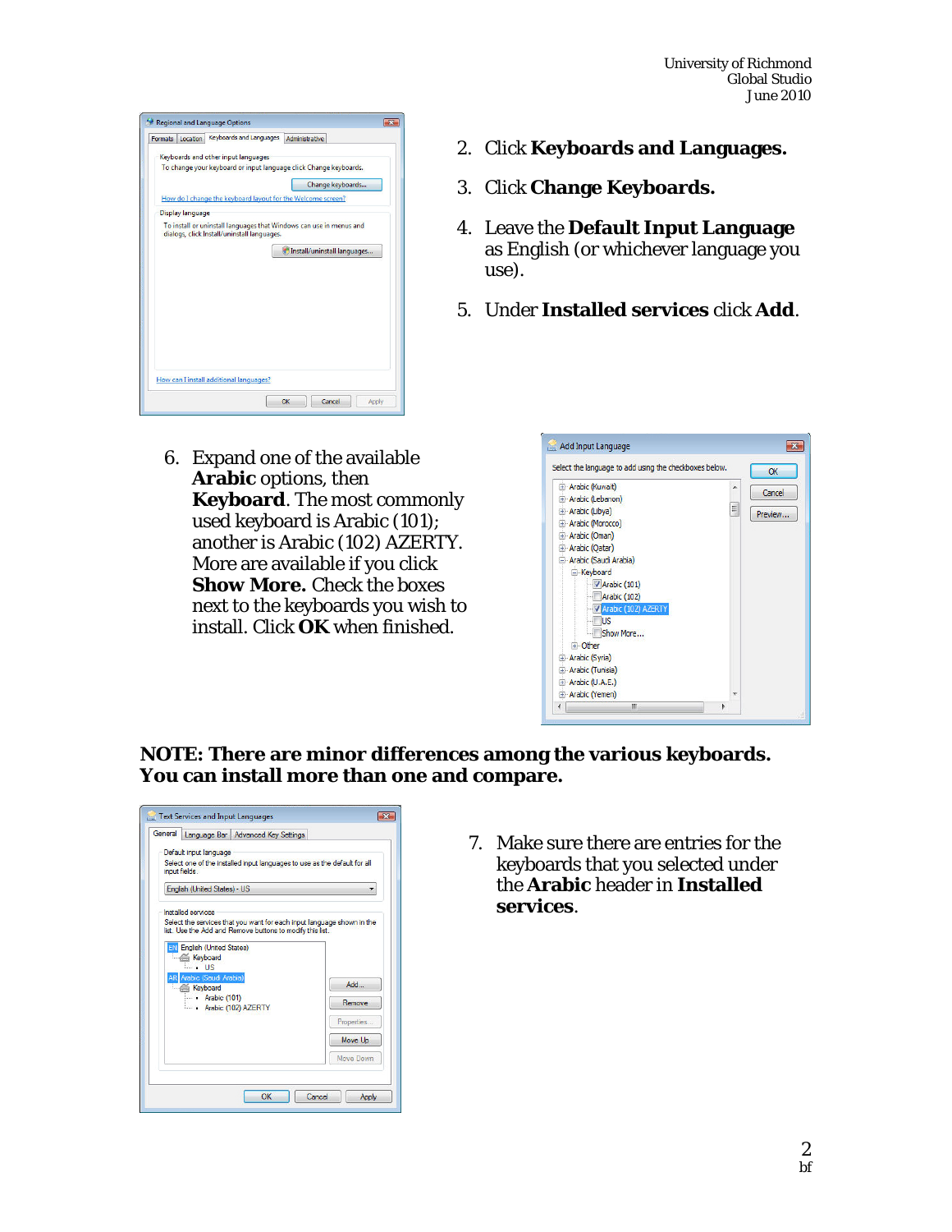2. Click **Keyboards and Languages.**
3. Click **Change Keyboards.**
4. Leave the **Default Input Language** as English (or whichever language you use).
5. Under **Installed services** click **Add**.
6. Expand one of the available **Arabic** options, then **Keyboard**. The most commonly used keyboard is Arabic (101); another is Arabic (102) AZERTY. More are available if you click **Show More.** Check the boxes next to the keyboards you wish to install. Click **OK** when finished.

**NOTE: There are minor differences among the various keyboards. You can install more than one and compare.**

7. Make sure there are entries for the keyboards that you selected under the **Arabic** header in **Installed services**.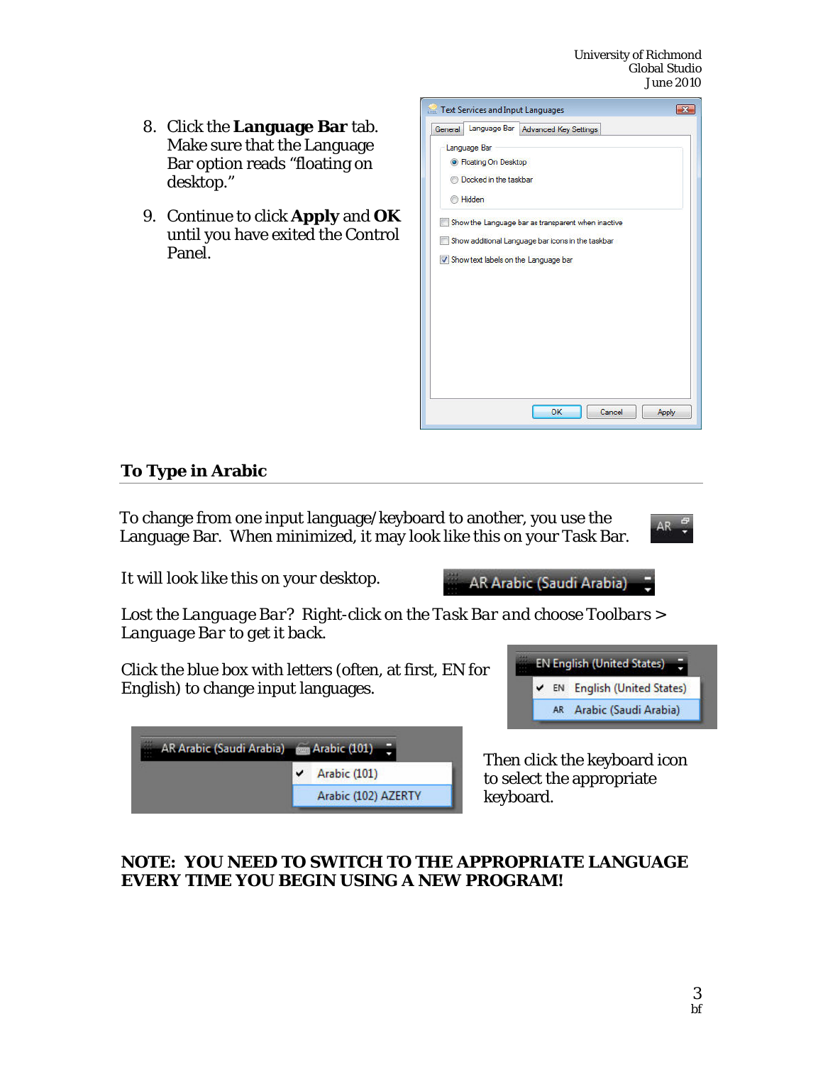8. Click the **Language Bar** tab. Make sure that the Language Bar option reads "floating on desktop."

9. Continue to click **Apply** and **OK** until you have exited the Control Panel.

## To Type in Arabic

To change from one input language/keyboard to another, you use the Language Bar. When minimized, it may look like this on your Task Bar.

It will look like this on your desktop.

Lost the Language Bar? Right-click on the *Task Bar* and choose *Toolbars > Language Bar* to get it back.

Click the blue box with letters (often, at first, EN for English) to change input languages.

Then click the keyboard icon to select the appropriate keyboard.

**NOTE: YOU NEED TO SWITCH TO THE APPROPRIATE LANGUAGE EVERY TIME YOU BEGIN USING A NEW PROGRAM!**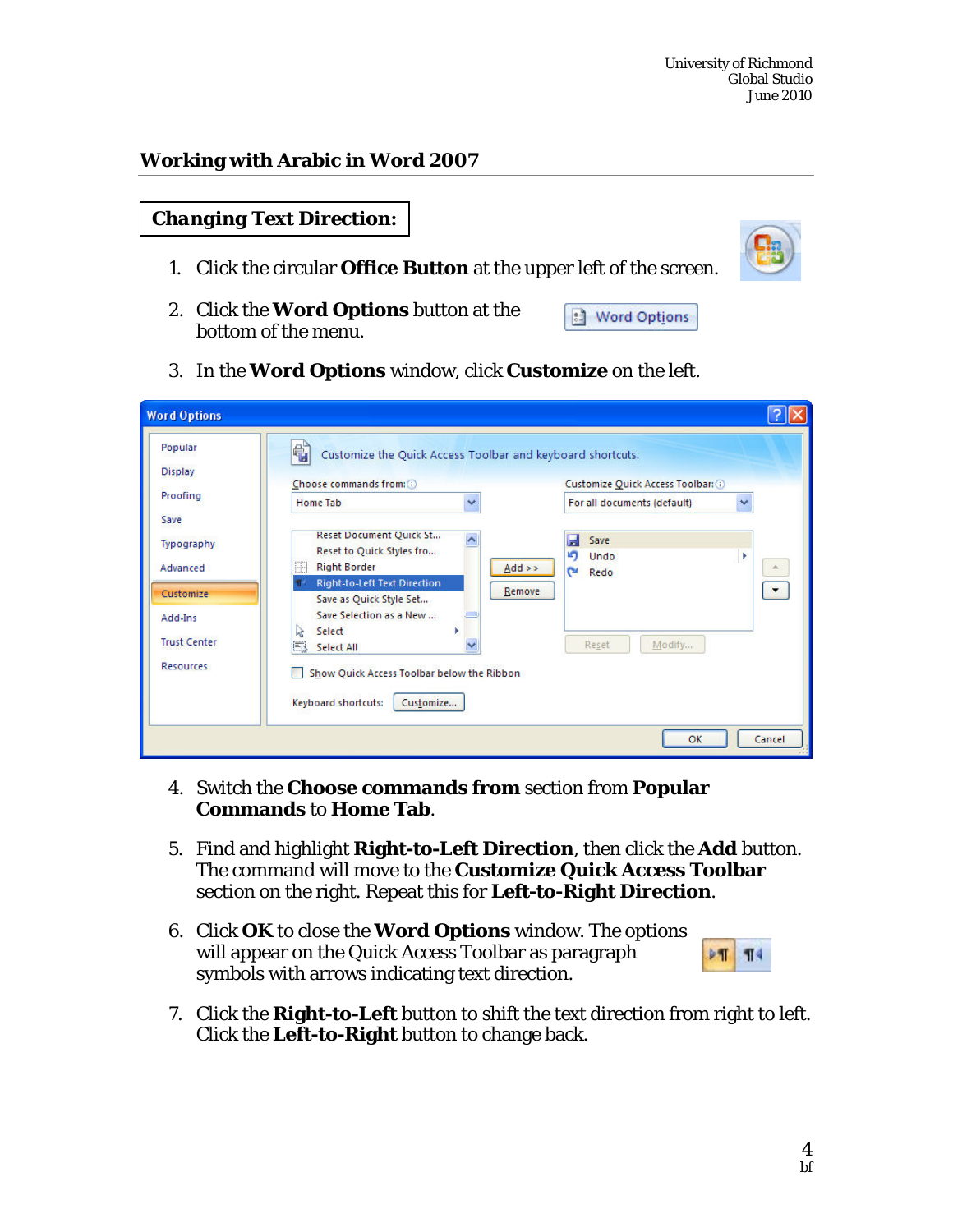University of Richmond
Global Studio
June 2010

## Working with Arabic in Word 2007

### Changing Text Direction:

1. Click the circular **Office Button** at the upper left of the screen.
2. Click the **Word Options** button at the bottom of the menu.
3. In the **Word Options** window, click **Customize** on the left.
4. Switch the **Choose commands from** section from **Popular Commands** to **Home Tab**.
5. Find and highlight **Right-to-Left Direction**, then click the **Add** button. The command will move to the **Customize Quick Access Toolbar** section on the right. Repeat this for **Left-to-Right Direction**.
6. Click **OK** to close the **Word Options** window. The options will appear on the Quick Access Toolbar as paragraph symbols with arrows indicating text direction.
7. Click the **Right-to-Left** button to shift the text direction from right to left. Click the **Left-to-Right** button to change back.

bf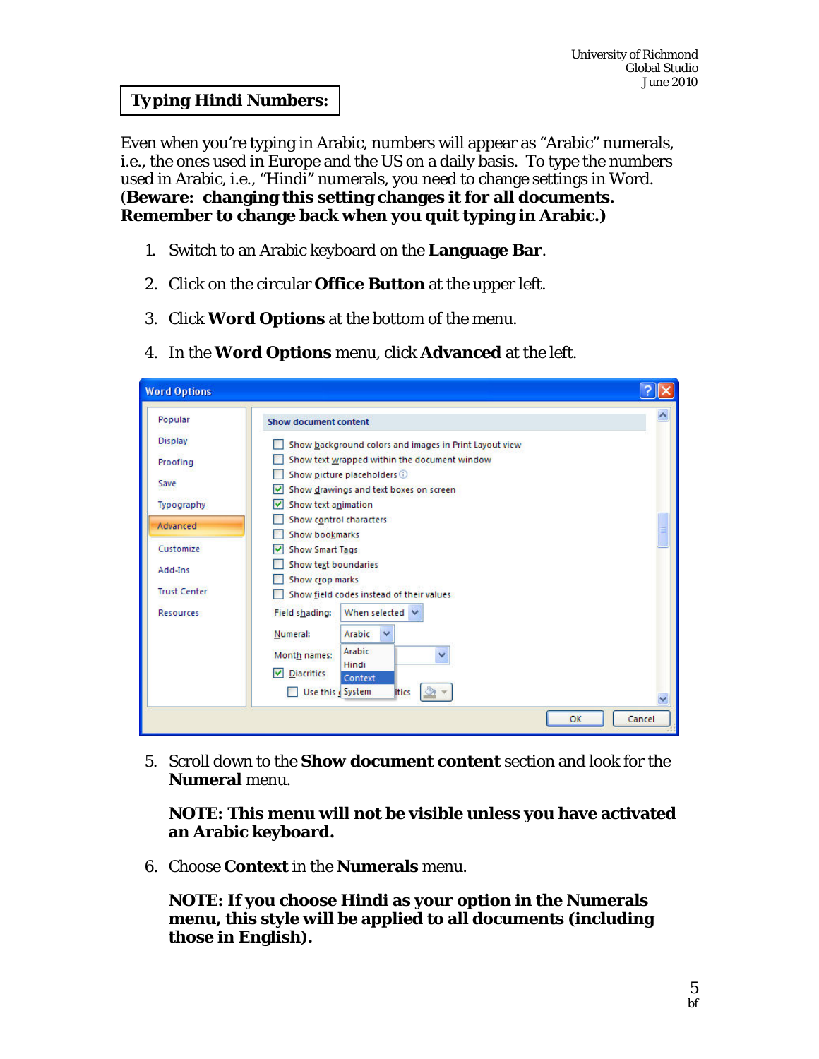## Typing Hindi Numbers:

Even when you're typing in Arabic, numbers will appear as "Arabic" numerals, i.e., the ones used in Europe and the US on a daily basis. To type the numbers used in Arabic, i.e., "Hindi" numerals, you need to change settings in Word. (**Beware: changing this setting changes it for all documents. Remember to change back when you quit typing in Arabic.)**

1. Switch to an Arabic keyboard on the **Language Bar**.
2. Click on the circular **Office Button** at the upper left.
3. Click **Word Options** at the bottom of the menu.
4. In the **Word Options** menu, click **Advanced** at the left.

5. Scroll down to the **Show document content** section and look for the **Numeral** menu.

   **NOTE: This menu will not be visible unless you have activated an Arabic keyboard.**

6. Choose **Context** in the **Numerals** menu.

   **NOTE: If you choose Hindi as your option in the Numerals menu, this style will be applied to all documents (including those in English).**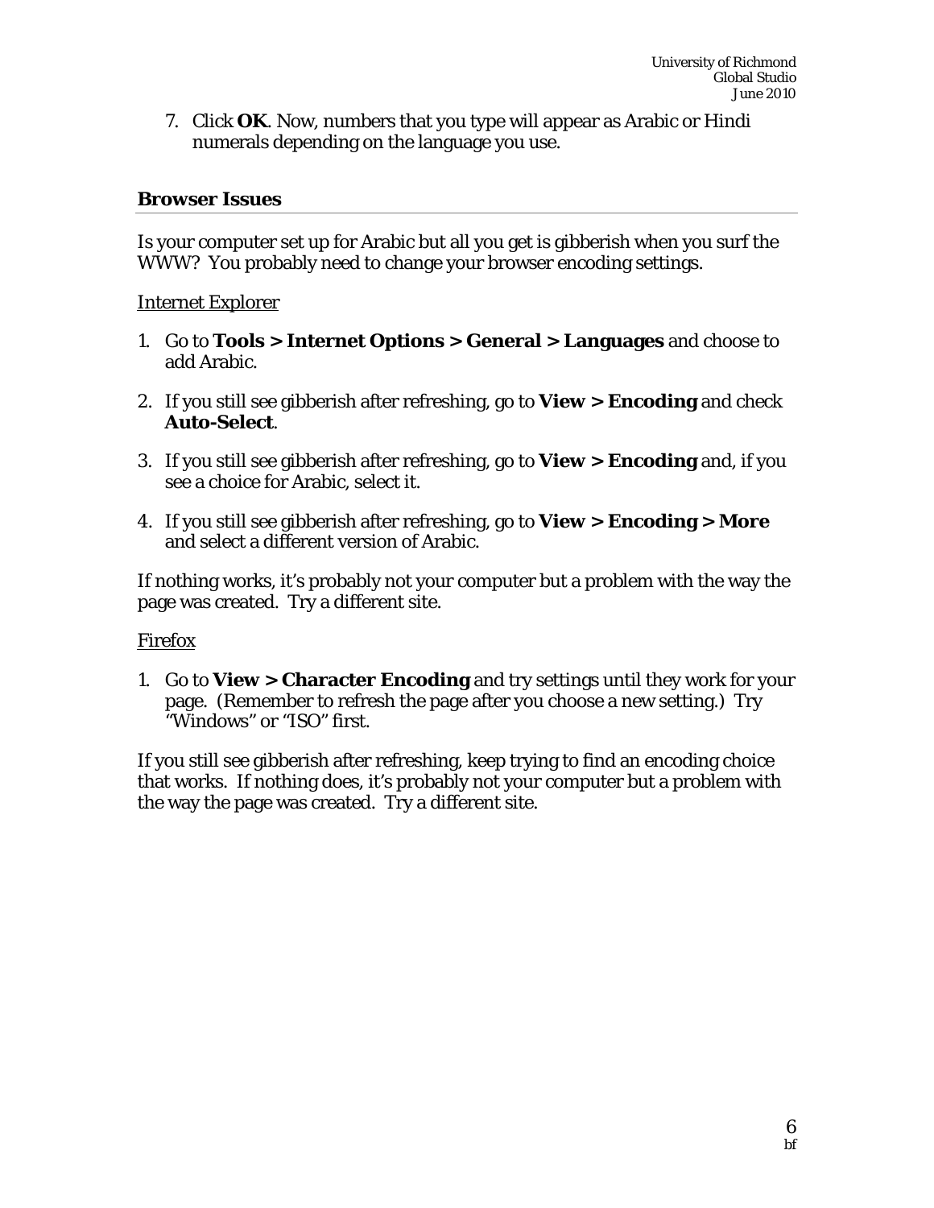7. Click **OK**. Now, numbers that you type will appear as Arabic or Hindi numerals depending on the language you use.

### Browser Issues

Is your computer set up for Arabic but all you get is gibberish when you surf the WWW? You probably need to change your browser encoding settings.

Internet Explorer

1. Go to **Tools > Internet Options > General > Languages** and choose to add Arabic.

2. If you still see gibberish after refreshing, go to **View > Encoding** and check **Auto-Select**.

3. If you still see gibberish after refreshing, go to **View > Encoding** and, if you see a choice for Arabic, select it.

4. If you still see gibberish after refreshing, go to **View > Encoding > More** and select a different version of Arabic.

If nothing works, it's probably not your computer but a problem with the way the page was created. Try a different site.

Firefox

1. Go to **View > Character Encoding** and try settings until they work for your page. (Remember to refresh the page after you choose a new setting.) Try "Windows" or "ISO" first.

If you still see gibberish after refreshing, keep trying to find an encoding choice that works. If nothing does, it's probably not your computer but a problem with the way the page was created. Try a different site.